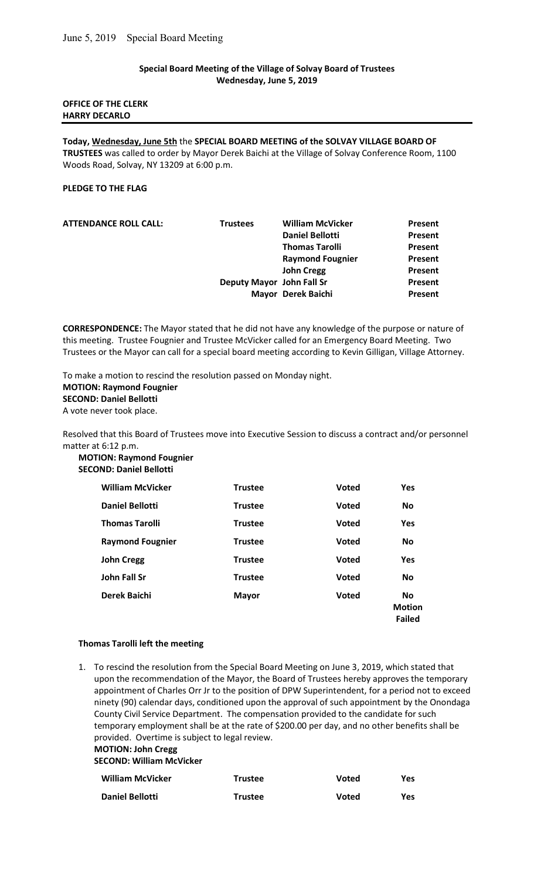**Special Board Meeting of the Village of Solvay Board of Trustees**
**Wednesday, June 5, 2019**

**OFFICE OF THE CLERK**
**HARRY DECARLO**

**Today, Wednesday, June 5th** the **SPECIAL BOARD MEETING of the SOLVAY VILLAGE BOARD OF TRUSTEES** was called to order by Mayor Derek Baichi at the Village of Solvay Conference Room, 1100 Woods Road, Solvay, NY 13209 at 6:00 p.m.

**PLEDGE TO THE FLAG**

| **ATTENDANCE ROLL CALL:** | **Trustees** | **William McVicker** | **Present** |
|---|---|---|---|
| | | **Daniel Bellotti** | **Present** |
| | | **Thomas Tarolli** | **Present** |
| | | **Raymond Fougnier** | **Present** |
| | | **John Cregg** | **Present** |
| | **Deputy Mayor** | **John Fall Sr** | **Present** |
| | **Mayor** | **Derek Baichi** | **Present** |

**CORRESPONDENCE:** The Mayor stated that he did not have any knowledge of the purpose or nature of this meeting. Trustee Fougnier and Trustee McVicker called for an Emergency Board Meeting. Two Trustees or the Mayor can call for a special board meeting according to Kevin Gilligan, Village Attorney.

To make a motion to rescind the resolution passed on Monday night.
**MOTION: Raymond Fougnier**
**SECOND: Daniel Bellotti**
A vote never took place.

Resolved that this Board of Trustees move into Executive Session to discuss a contract and/or personnel matter at 6:12 p.m.

**MOTION: Raymond Fougnier**
**SECOND: Daniel Bellotti**

| | | | |
|---|---|---|---|
| **William McVicker** | **Trustee** | **Voted** | **Yes** |
| **Daniel Bellotti** | **Trustee** | **Voted** | **No** |
| **Thomas Tarolli** | **Trustee** | **Voted** | **Yes** |
| **Raymond Fougnier** | **Trustee** | **Voted** | **No** |
| **John Cregg** | **Trustee** | **Voted** | **Yes** |
| **John Fall Sr** | **Trustee** | **Voted** | **No** |
| **Derek Baichi** | **Mayor** | **Voted** | **No** **Motion Failed** |

**Thomas Tarolli left the meeting**

1. To rescind the resolution from the Special Board Meeting on June 3, 2019, which stated that upon the recommendation of the Mayor, the Board of Trustees hereby approves the temporary appointment of Charles Orr Jr to the position of DPW Superintendent, for a period not to exceed ninety (90) calendar days, conditioned upon the approval of such appointment by the Onondaga County Civil Service Department. The compensation provided to the candidate for such temporary employment shall be at the rate of $200.00 per day, and no other benefits shall be provided. Overtime is subject to legal review.

   **MOTION: John Cregg**
   **SECOND: William McVicker**

| | | | |
|---|---|---|---|
| **William McVicker** | **Trustee** | **Voted** | **Yes** |
| **Daniel Bellotti** | **Trustee** | **Voted** | **Yes** |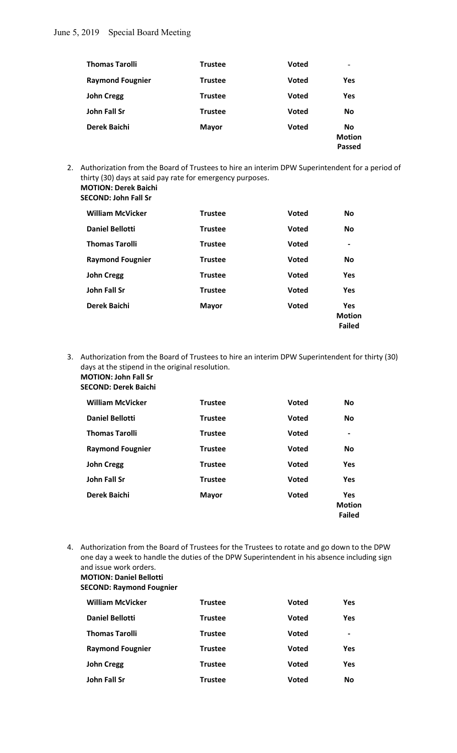| | | | |
|---|---|---|---|
| **Thomas Tarolli** | **Trustee** | **Voted** | **-** |
| **Raymond Fougnier** | **Trustee** | **Voted** | **Yes** |
| **John Cregg** | **Trustee** | **Voted** | **Yes** |
| **John Fall Sr** | **Trustee** | **Voted** | **No** |
| **Derek Baichi** | **Mayor** | **Voted** | **No** **Motion Passed** |

2. Authorization from the Board of Trustees to hire an interim DPW Superintendent for a period of thirty (30) days at said pay rate for emergency purposes.
   **MOTION: Derek Baichi**
   **SECOND: John Fall Sr**

| | | | |
|---|---|---|---|
| **William McVicker** | **Trustee** | **Voted** | **No** |
| **Daniel Bellotti** | **Trustee** | **Voted** | **No** |
| **Thomas Tarolli** | **Trustee** | **Voted** | **-** |
| **Raymond Fougnier** | **Trustee** | **Voted** | **No** |
| **John Cregg** | **Trustee** | **Voted** | **Yes** |
| **John Fall Sr** | **Trustee** | **Voted** | **Yes** |
| **Derek Baichi** | **Mayor** | **Voted** | **Yes** **Motion Failed** |

3. Authorization from the Board of Trustees to hire an interim DPW Superintendent for thirty (30) days at the stipend in the original resolution.
   **MOTION: John Fall Sr**
   **SECOND: Derek Baichi**

| | | | |
|---|---|---|---|
| **William McVicker** | **Trustee** | **Voted** | **No** |
| **Daniel Bellotti** | **Trustee** | **Voted** | **No** |
| **Thomas Tarolli** | **Trustee** | **Voted** | **-** |
| **Raymond Fougnier** | **Trustee** | **Voted** | **No** |
| **John Cregg** | **Trustee** | **Voted** | **Yes** |
| **John Fall Sr** | **Trustee** | **Voted** | **Yes** |
| **Derek Baichi** | **Mayor** | **Voted** | **Yes** **Motion Failed** |

4. Authorization from the Board of Trustees for the Trustees to rotate and go down to the DPW one day a week to handle the duties of the DPW Superintendent in his absence including sign and issue work orders.
   **MOTION: Daniel Bellotti**
   **SECOND: Raymond Fougnier**

| | | | |
|---|---|---|---|
| **William McVicker** | **Trustee** | **Voted** | **Yes** |
| **Daniel Bellotti** | **Trustee** | **Voted** | **Yes** |
| **Thomas Tarolli** | **Trustee** | **Voted** | **-** |
| **Raymond Fougnier** | **Trustee** | **Voted** | **Yes** |
| **John Cregg** | **Trustee** | **Voted** | **Yes** |
| **John Fall Sr** | **Trustee** | **Voted** | **No** |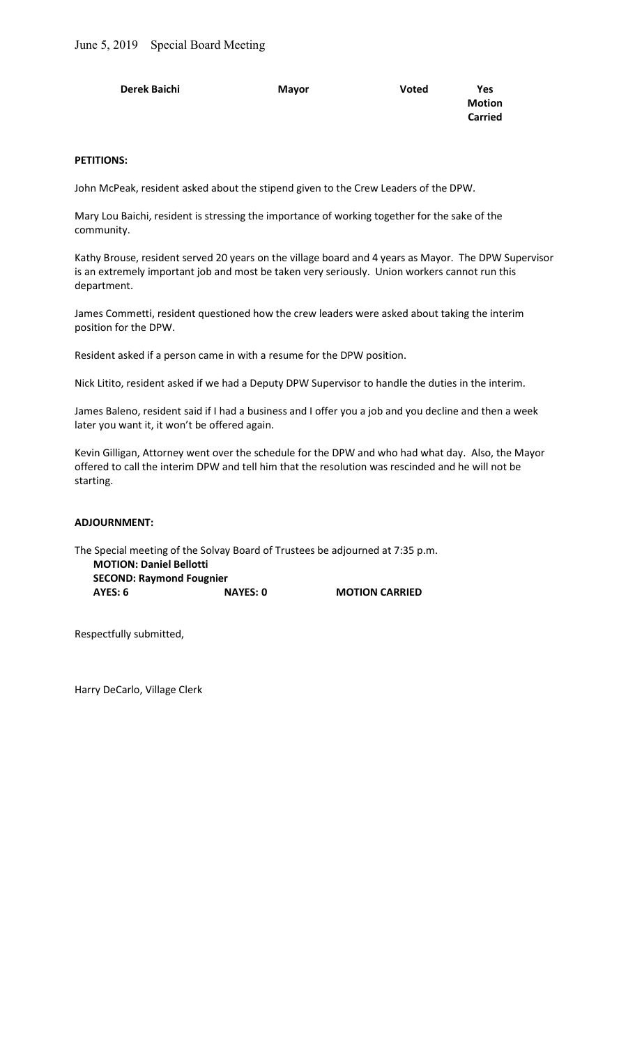| | | | |
|---|---|---|---|
| **Derek Baichi** | **Mayor** | **Voted** | **Yes** |
| | | | **Motion Carried** |

**PETITIONS:**

John McPeak, resident asked about the stipend given to the Crew Leaders of the DPW.

Mary Lou Baichi, resident is stressing the importance of working together for the sake of the community.

Kathy Brouse, resident served 20 years on the village board and 4 years as Mayor. The DPW Supervisor is an extremely important job and most be taken very seriously. Union workers cannot run this department.

James Commetti, resident questioned how the crew leaders were asked about taking the interim position for the DPW.

Resident asked if a person came in with a resume for the DPW position.

Nick Litito, resident asked if we had a Deputy DPW Supervisor to handle the duties in the interim.

James Baleno, resident said if I had a business and I offer you a job and you decline and then a week later you want it, it won't be offered again.

Kevin Gilligan, Attorney went over the schedule for the DPW and who had what day. Also, the Mayor offered to call the interim DPW and tell him that the resolution was rescinded and he will not be starting.

**ADJOURNMENT:**

The Special meeting of the Solvay Board of Trustees be adjourned at 7:35 p.m.

**MOTION: Daniel Bellotti**
**SECOND: Raymond Fougnier**
**AYES: 6** **NAYES: 0** **MOTION CARRIED**

Respectfully submitted,

Harry DeCarlo, Village Clerk